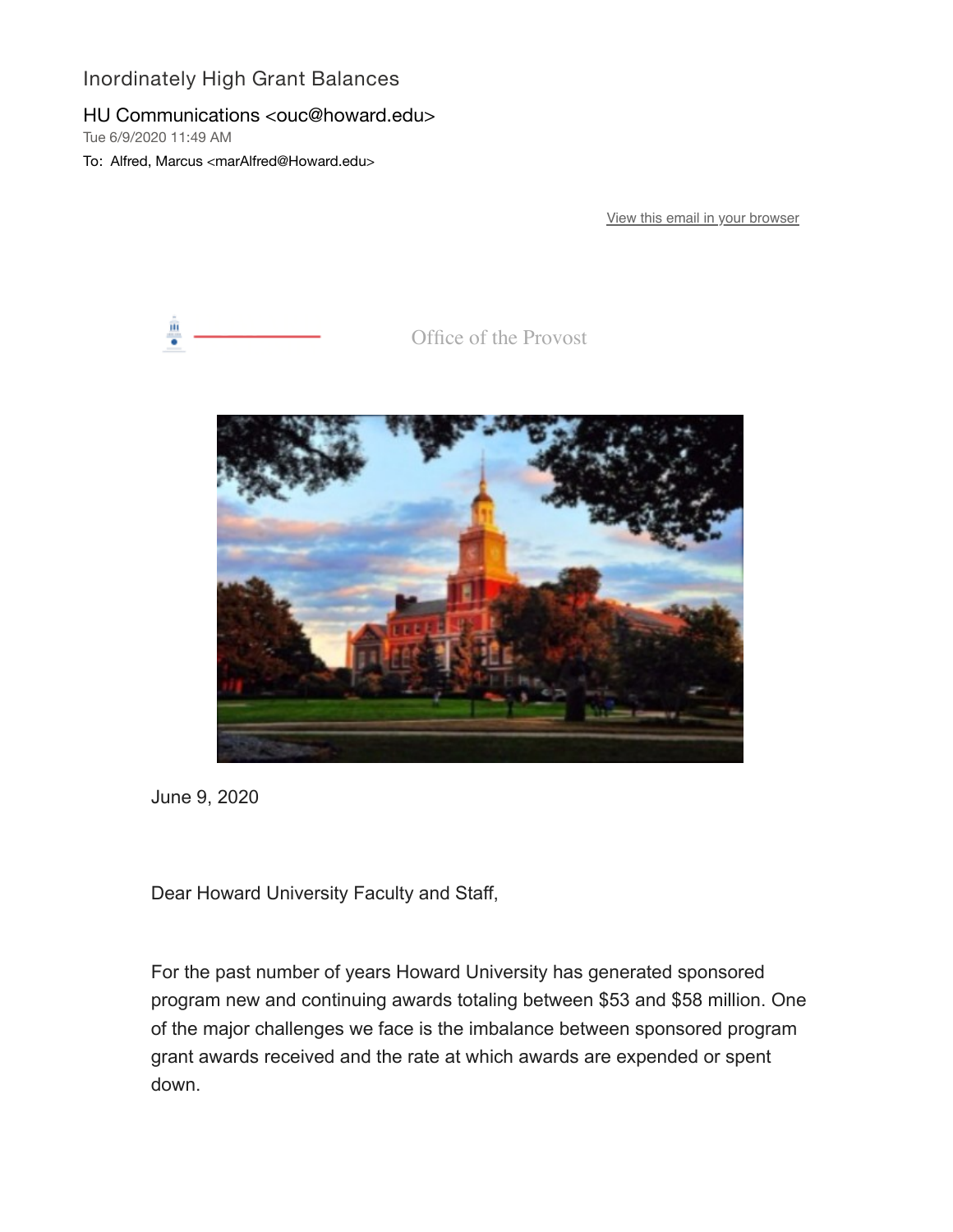# Inordinately High Grant Balances

HU Communications <ouc@howard.edu>
Tue 6/9/2020 11:49 AM
To: Alfred, Marcus <marAlfred@Howard.edu>

View this email in your browser

Office of the Provost

June 9, 2020

Dear Howard University Faculty and Staff,

For the past number of years Howard University has generated sponsored program new and continuing awards totaling between $53 and $58 million. One of the major challenges we face is the imbalance between sponsored program grant awards received and the rate at which awards are expended or spent down.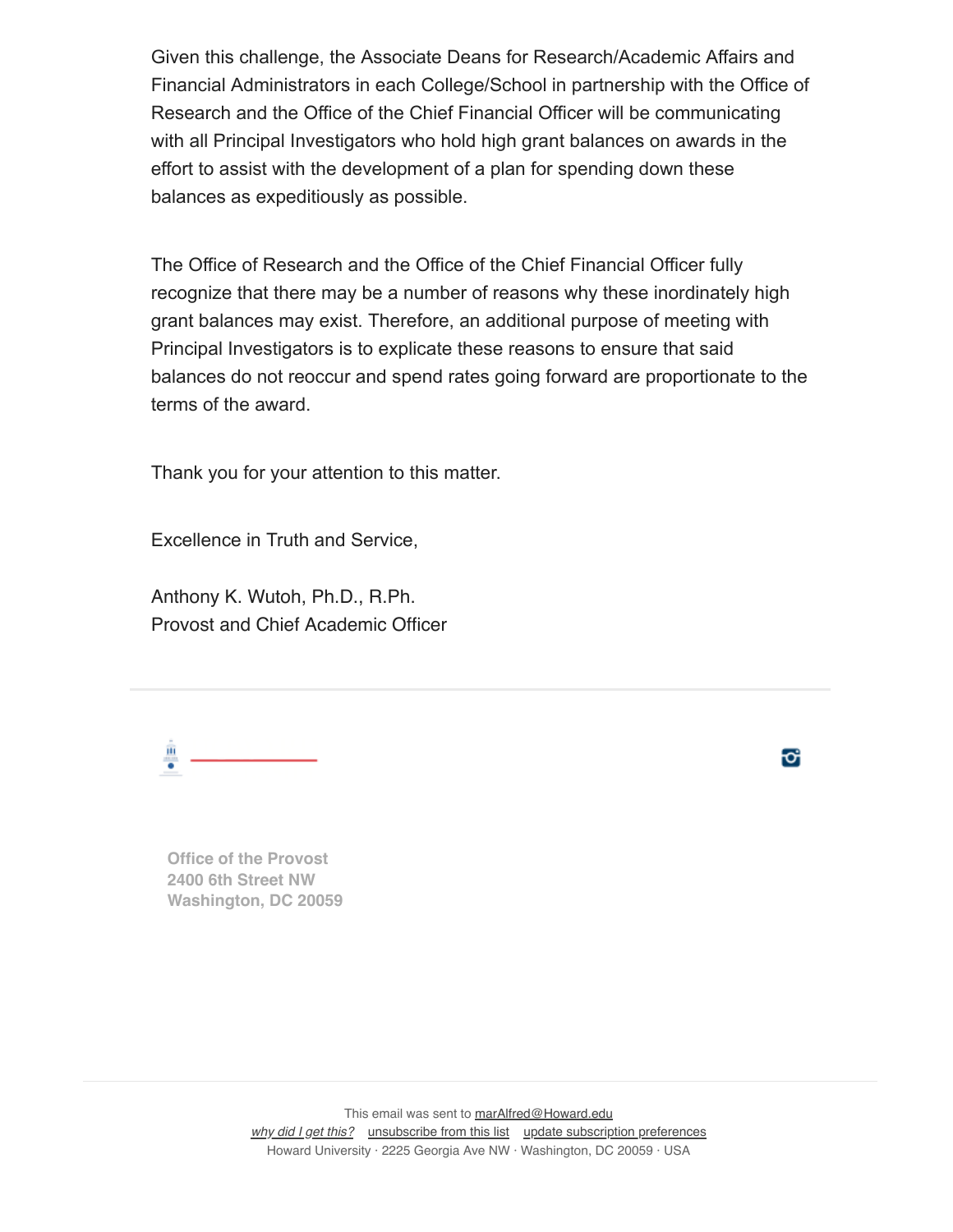Given this challenge, the Associate Deans for Research/Academic Affairs and Financial Administrators in each College/School in partnership with the Office of Research and the Office of the Chief Financial Officer will be communicating with all Principal Investigators who hold high grant balances on awards in the effort to assist with the development of a plan for spending down these balances as expeditiously as possible.

The Office of Research and the Office of the Chief Financial Officer fully recognize that there may be a number of reasons why these inordinately high grant balances may exist. Therefore, an additional purpose of meeting with Principal Investigators is to explicate these reasons to ensure that said balances do not reoccur and spend rates going forward are proportionate to the terms of the award.

Thank you for your attention to this matter.

Excellence in Truth and Service,

Anthony K. Wutoh, Ph.D., R.Ph.
Provost and Chief Academic Officer

---

**Office of the Provost**
**2400 6th Street NW**
**Washington, DC 20059**

---

This email was sent to marAlfred@Howard.edu
*why did I get this?* unsubscribe from this list update subscription preferences
Howard University · 2225 Georgia Ave NW · Washington, DC 20059 · USA